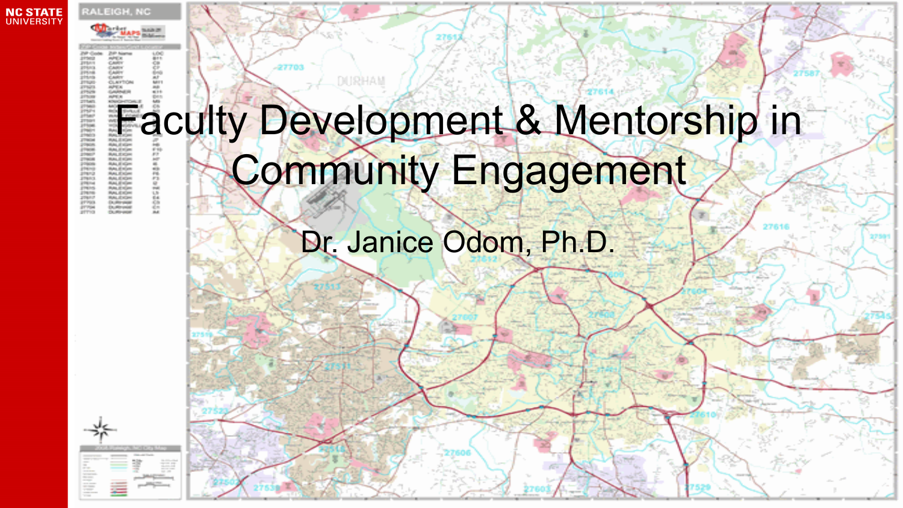# Faculty Development & Mentorship in Community Engagement

Dr. Janice Odom, Ph.D.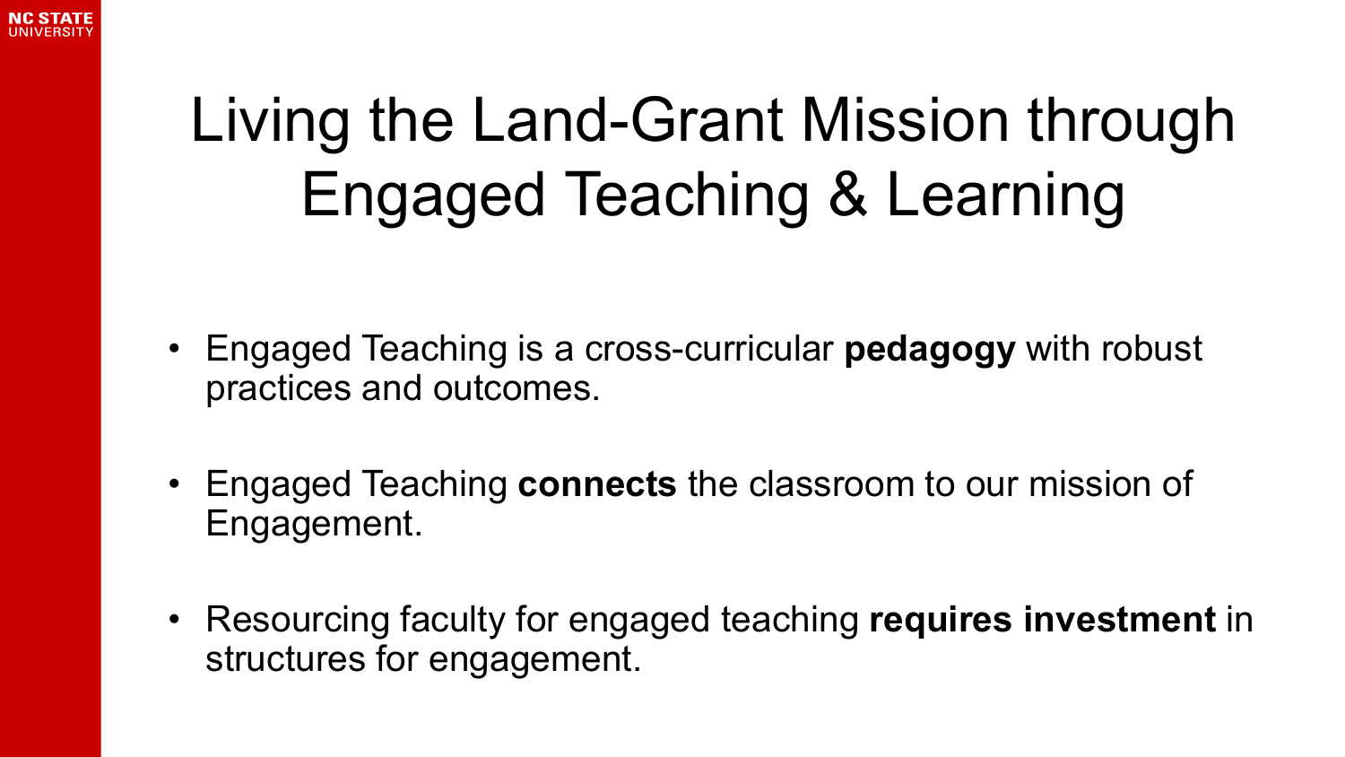# Living the Land-Grant Mission through Engaged Teaching & Learning

- Engaged Teaching is a cross-curricular **pedagogy** with robust practices and outcomes.
- Engaged Teaching **connects** the classroom to our mission of Engagement.
- Resourcing faculty for engaged teaching **requires investment** in structures for engagement.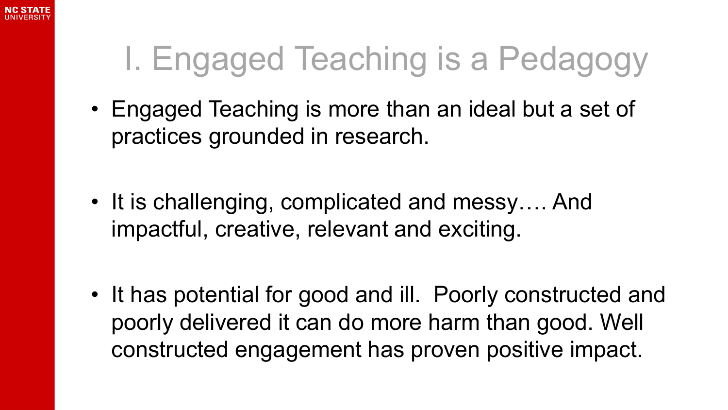# I. Engaged Teaching is a Pedagogy

- Engaged Teaching is more than an ideal but a set of practices grounded in research.

- It is challenging, complicated and messy…. And impactful, creative, relevant and exciting.

- It has potential for good and ill. Poorly constructed and poorly delivered it can do more harm than good. Well constructed engagement has proven positive impact.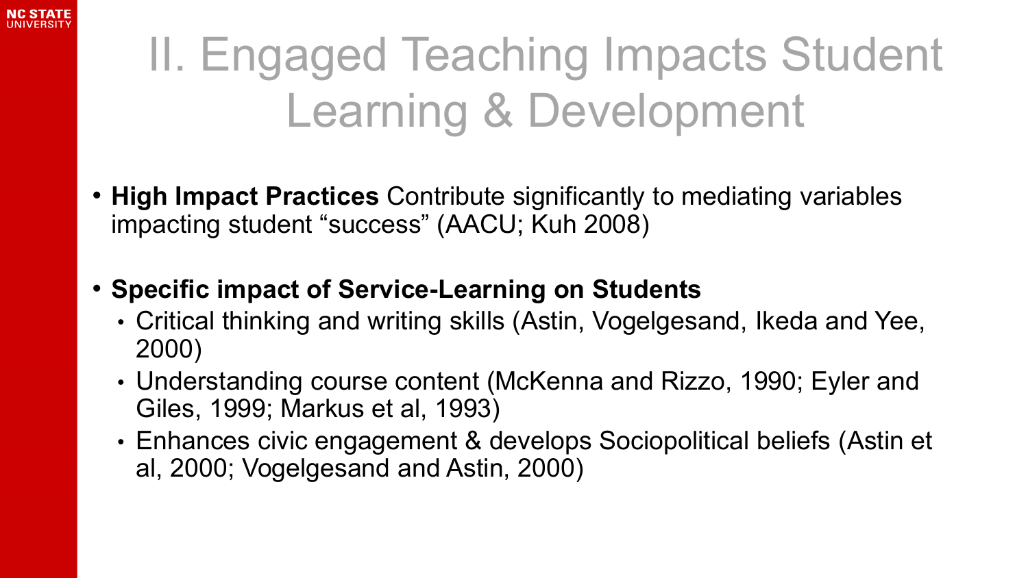# II. Engaged Teaching Impacts Student Learning & Development

- **High Impact Practices** Contribute significantly to mediating variables impacting student "success" (AACU; Kuh 2008)

- **Specific impact of Service-Learning on Students**
  - Critical thinking and writing skills (Astin, Vogelgesand, Ikeda and Yee, 2000)
  - Understanding course content (McKenna and Rizzo, 1990; Eyler and Giles, 1999; Markus et al, 1993)
  - Enhances civic engagement & develops Sociopolitical beliefs (Astin et al, 2000; Vogelgesand and Astin, 2000)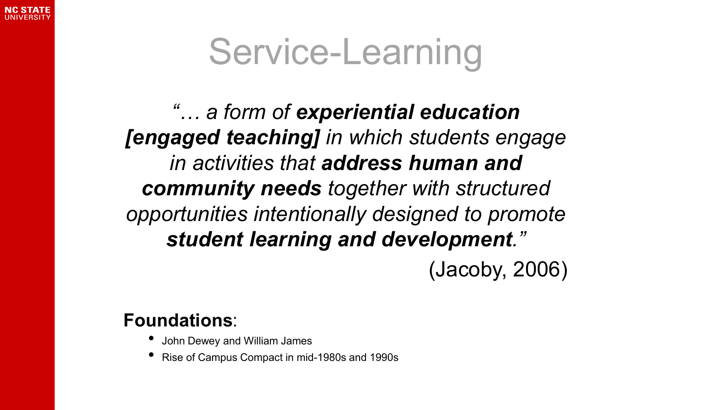# Service-Learning

*"… a form of **experiential education [engaged teaching]** in which students engage in activities that **address human and community needs** together with structured opportunities intentionally designed to promote **student learning and development**."*

(Jacoby, 2006)

**Foundations**:

- John Dewey and William James
- Rise of Campus Compact in mid-1980s and 1990s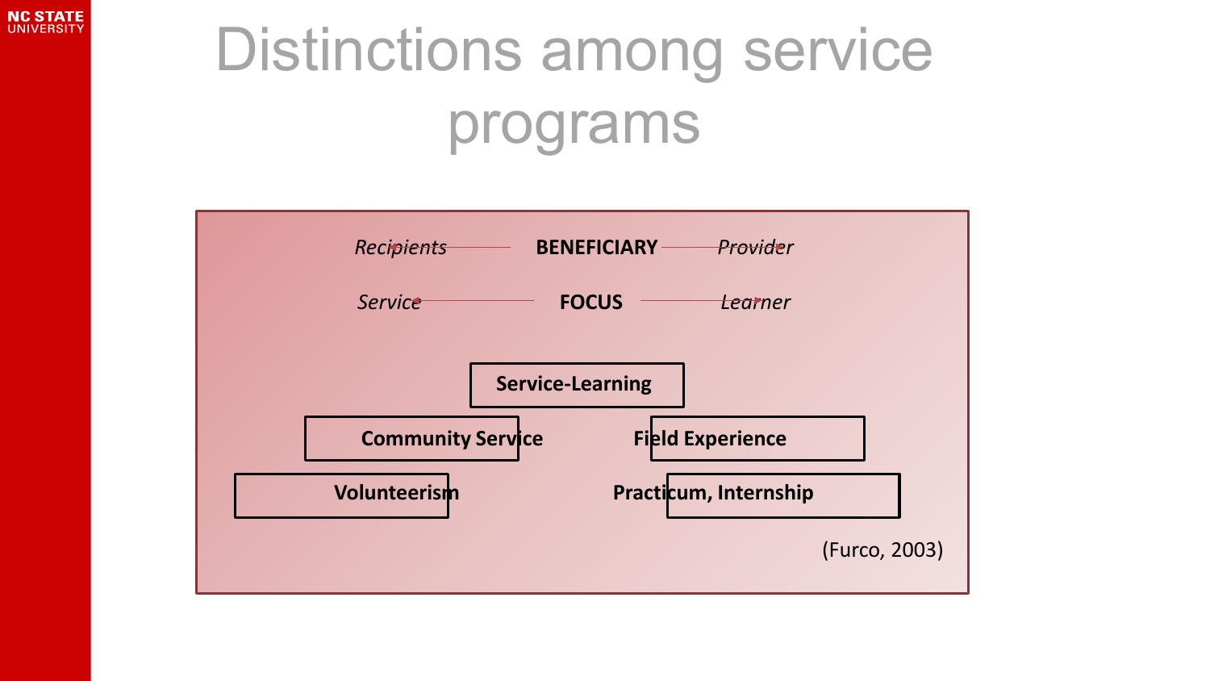# Distinctions among service programs

*Recipients* ← **BENEFICIARY** → *Provider*

*Service* ← **FOCUS** → *Learner*

**Service-Learning**

**Community Service**

**Field Experience**

**Volunteerism**

**Practicum, Internship**

(Furco, 2003)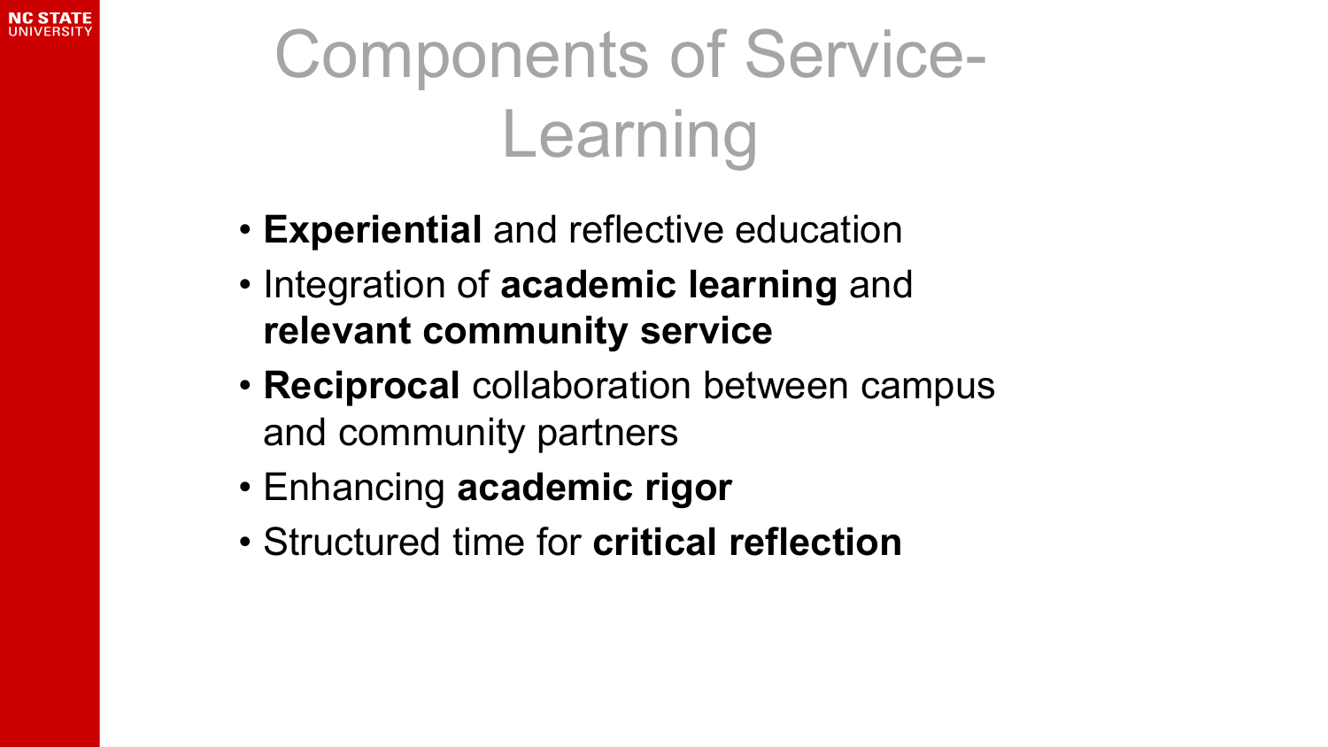# Components of Service-Learning

- **Experiential** and reflective education
- Integration of **academic learning** and **relevant community service**
- **Reciprocal** collaboration between campus and community partners
- Enhancing **academic rigor**
- Structured time for **critical reflection**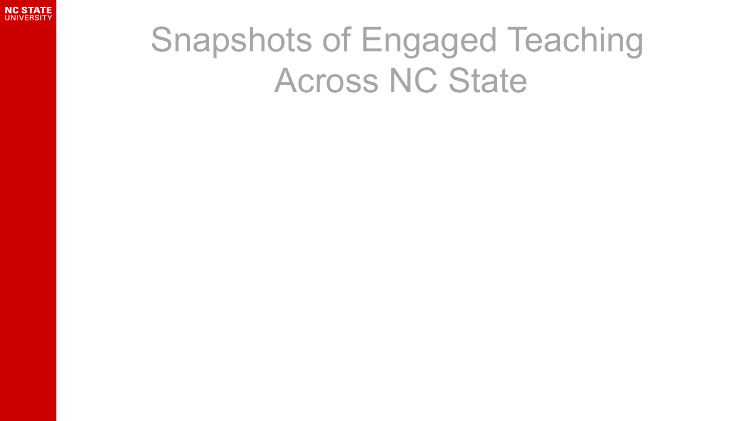# Snapshots of Engaged Teaching Across NC State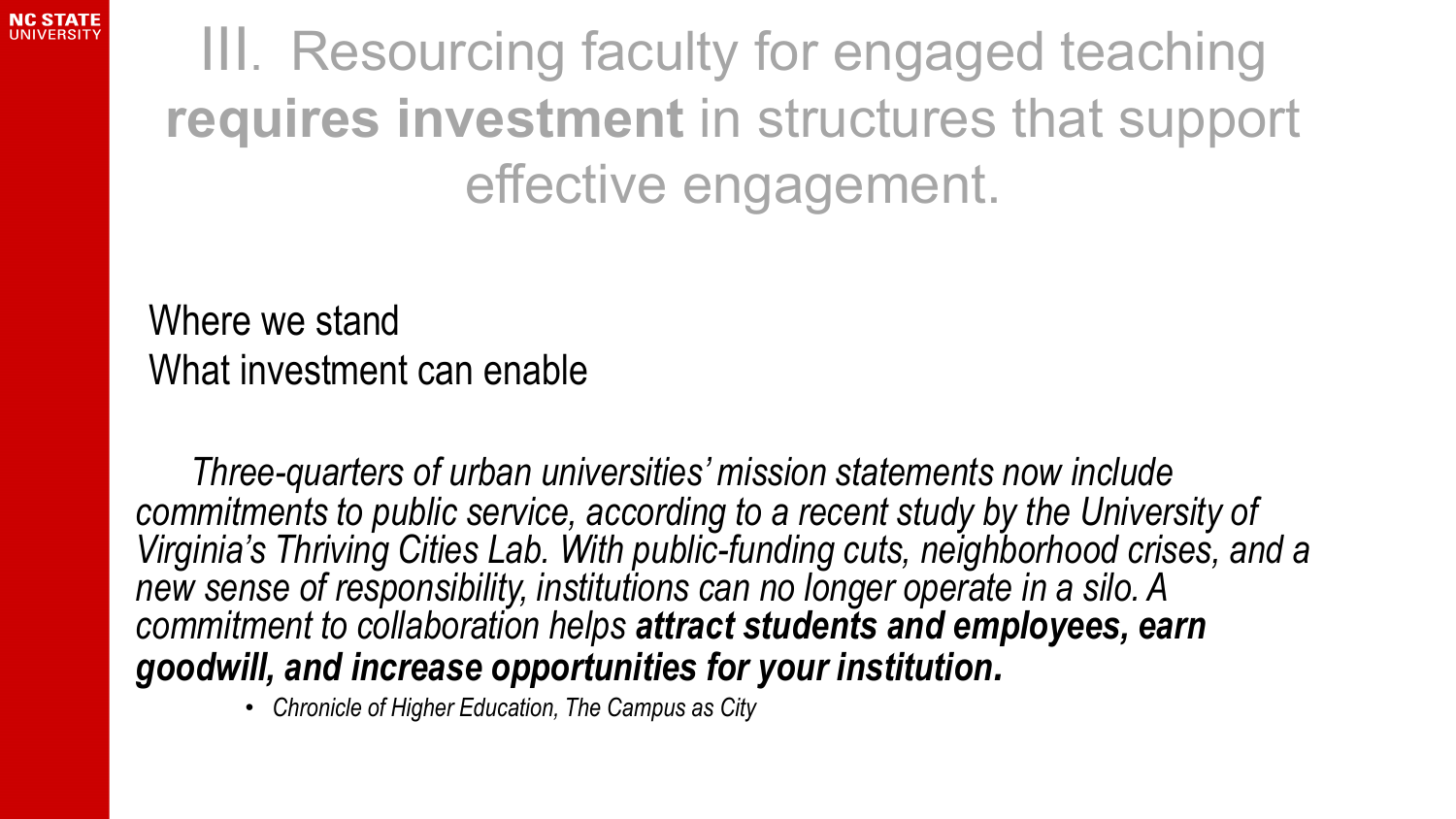# III. Resourcing faculty for engaged teaching **requires investment** in structures that support effective engagement.

Where we stand
What investment can enable

*Three-quarters of urban universities' mission statements now include commitments to public service, according to a recent study by the University of Virginia's Thriving Cities Lab. With public-funding cuts, neighborhood crises, and a new sense of responsibility, institutions can no longer operate in a silo. A commitment to collaboration helps* ***attract students and employees, earn goodwill, and increase opportunities for your institution.***

- *Chronicle of Higher Education, The Campus as City*